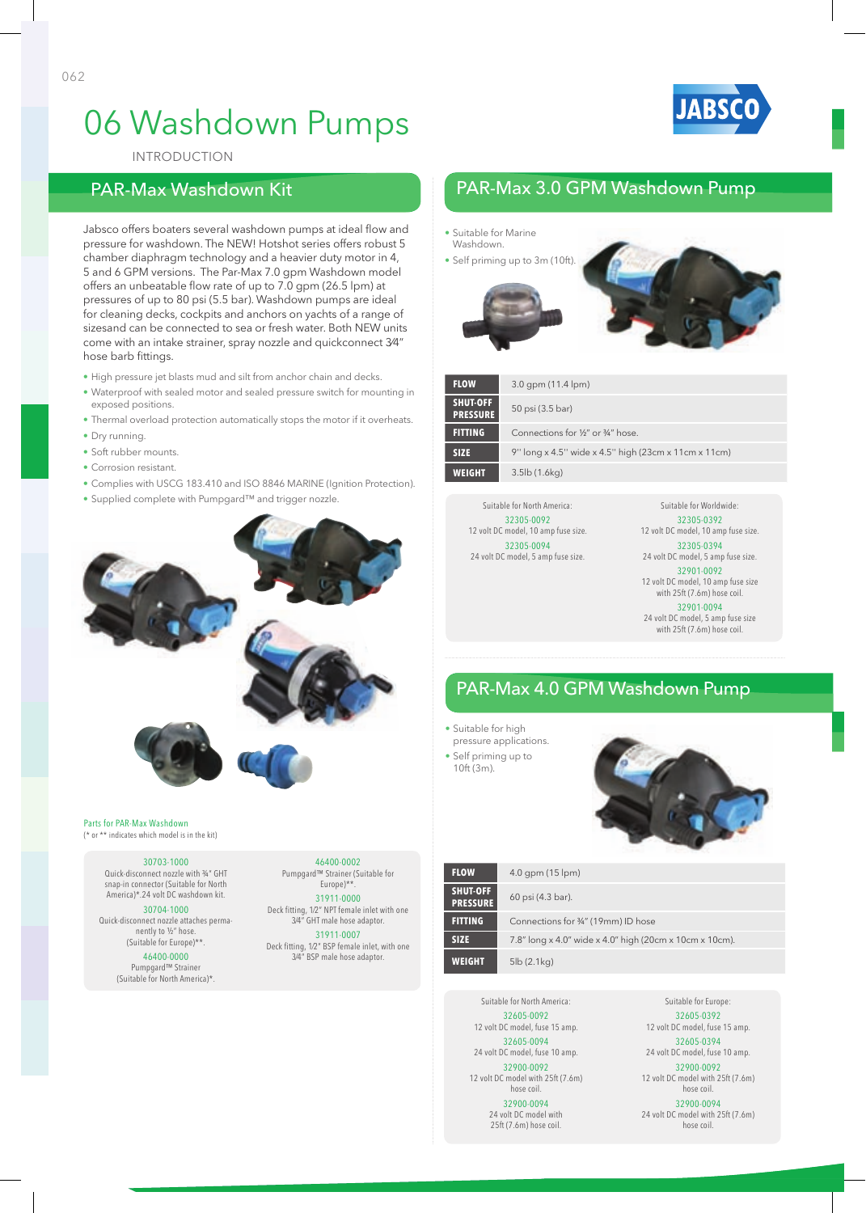# 06 Washdown Pumps

INTRODUCTION

JABSCO

## PAR-Max Washdown Kit

Jabsco offers boaters several washdown pumps at ideal flow and pressure for washdown. The NEW! Hotshot series offers robust 5 chamber diaphragm technology and a heavier duty motor in 4, 5 and 6 GPM versions. The Par-Max 7.0 gpm Washdown model offers an unbeatable flow rate of up to 7.0 gpm (26.5 lpm) at pressures of up to 80 psi (5.5 bar). Washdown pumps are ideal for cleaning decks, cockpits and anchors on yachts of a range of sizesand can be connected to sea or fresh water. Both NEW units come with an intake strainer, spray nozzle and quickconnect 3⁄4" hose barb fittings.

- High pressure jet blasts mud and silt from anchor chain and decks.
- Waterproof with sealed motor and sealed pressure switch for mounting in exposed positions.
- Thermal overload protection automatically stops the motor if it overheats.
- Dry running.
- Soft rubber mounts.
- Corrosion resistant.
- Complies with USCG 183.410 and ISO 8846 MARINE (Ignition Protection).
- Supplied complete with Pumpgard™ and trigger nozzle.

Parts for PAR-Max Washdown
(* or ** indicates which model is in the kit)

30703-1000
Quick-disconnect nozzle with ¾" GHT snap-in connector (Suitable for North America)*.24 volt DC washdown kit.

30704-1000
Quick-disconnect nozzle attaches permanently to ½" hose. (Suitable for Europe)**.

46400-0000
Pumpgard™ Strainer (Suitable for North America)*.

46400-0002
Pumpgard™ Strainer (Suitable for Europe)**.

31911-0000
Deck fitting, 1/2" NPT female inlet with one 3/4" GHT male hose adaptor.

31911-0007
Deck fitting, 1/2" BSP female inlet, with one 3/4" BSP male hose adaptor.

## PAR-Max 3.0 GPM Washdown Pump

- Suitable for Marine Washdown.
- Self priming up to 3m (10ft).

| | |
|---|---|
| **FLOW** | 3.0 gpm (11.4 lpm) |
| **SHUT-OFF PRESSURE** | 50 psi (3.5 bar) |
| **FITTING** | Connections for ½" or ¾" hose. |
| **SIZE** | 9" long x 4.5" wide x 4.5" high (23cm x 11cm x 11cm) |
| **WEIGHT** | 3.5lb (1.6kg) |

Suitable for North America:

32305-0092
12 volt DC model, 10 amp fuse size.

32305-0094
24 volt DC model, 5 amp fuse size.

Suitable for Worldwide:

32305-0392
12 volt DC model, 10 amp fuse size.

32305-0394
24 volt DC model, 5 amp fuse size.

32901-0092
12 volt DC model, 10 amp fuse size with 25ft (7.6m) hose coil.

32901-0094
24 volt DC model, 5 amp fuse size with 25ft (7.6m) hose coil.

## PAR-Max 4.0 GPM Washdown Pump

- Suitable for high pressure applications.
- Self priming up to 10ft (3m).

| | |
|---|---|
| **FLOW** | 4.0 gpm (15 lpm) |
| **SHUT-OFF PRESSURE** | 60 psi (4.3 bar). |
| **FITTING** | Connections for ¾" (19mm) ID hose |
| **SIZE** | 7.8" long x 4.0" wide x 4.0" high (20cm x 10cm x 10cm). |
| **WEIGHT** | 5lb (2.1kg) |

Suitable for North America:

32605-0092
12 volt DC model, fuse 15 amp.

32605-0094
24 volt DC model, fuse 10 amp.

32900-0092
12 volt DC model with 25ft (7.6m) hose coil.

32900-0094
24 volt DC model with 25ft (7.6m) hose coil.

Suitable for Europe:

32605-0392
12 volt DC model, fuse 15 amp.

32605-0394
24 volt DC model, fuse 10 amp.

32900-0092
12 volt DC model with 25ft (7.6m) hose coil.

32900-0094
24 volt DC model with 25ft (7.6m) hose coil.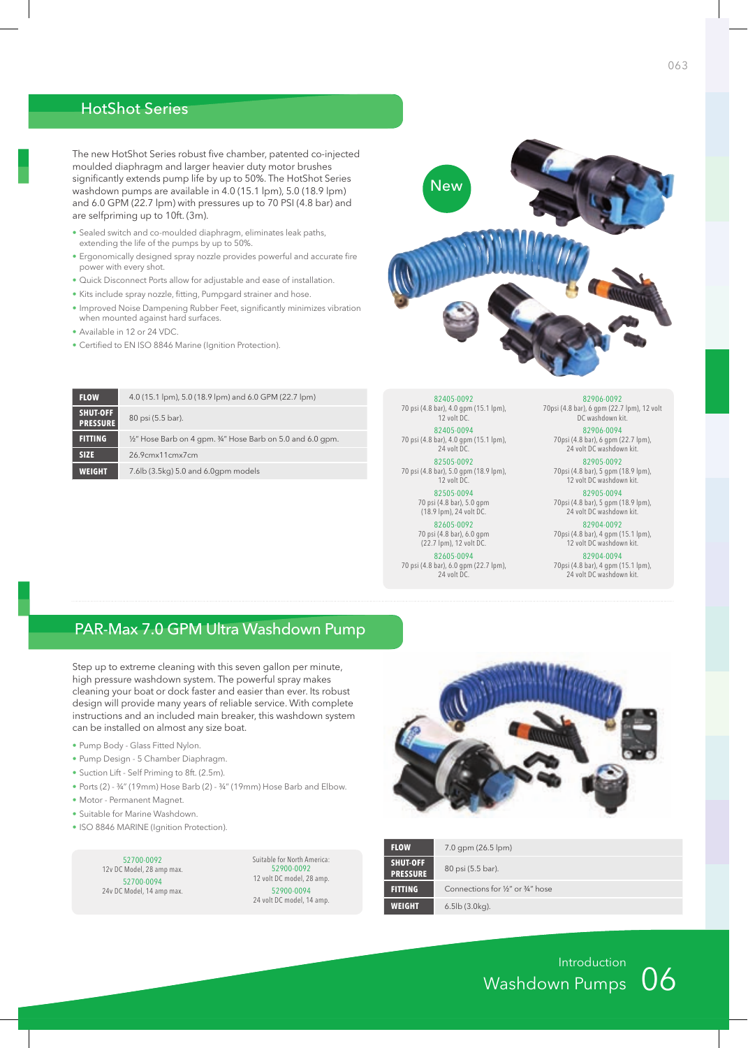## HotShot Series

The new HotShot Series robust five chamber, patented co-injected moulded diaphragm and larger heavier duty motor brushes significantly extends pump life by up to 50%. The HotShot Series washdown pumps are available in 4.0 (15.1 lpm), 5.0 (18.9 lpm) and 6.0 GPM (22.7 lpm) with pressures up to 70 PSI (4.8 bar) and are selfpriming up to 10ft. (3m).

- Sealed switch and co-moulded diaphragm, eliminates leak paths, extending the life of the pumps by up to 50%.
- Ergonomically designed spray nozzle provides powerful and accurate fire power with every shot.
- Quick Disconnect Ports allow for adjustable and ease of installation.
- Kits include spray nozzle, fitting, Pumpgard strainer and hose.
- Improved Noise Dampening Rubber Feet, significantly minimizes vibration when mounted against hard surfaces.
- Available in 12 or 24 VDC.
- Certified to EN ISO 8846 Marine (Ignition Protection).

New

| | |
|---|---|
| **FLOW** | 4.0 (15.1 lpm), 5.0 (18.9 lpm) and 6.0 GPM (22.7 lpm) |
| **SHUT-OFF PRESSURE** | 80 psi (5.5 bar). |
| **FITTING** | ½" Hose Barb on 4 gpm. ¾" Hose Barb on 5.0 and 6.0 gpm. |
| **SIZE** | 26.9cmx11cmx7cm |
| **WEIGHT** | 7.6lb (3.5kg) 5.0 and 6.0gpm models |

82405-0092
70 psi (4.8 bar), 4.0 gpm (15.1 lpm), 12 volt DC.

82405-0094
70 psi (4.8 bar), 4.0 gpm (15.1 lpm), 24 volt DC.

82505-0092
70 psi (4.8 bar), 5.0 gpm (18.9 lpm), 12 volt DC.

82505-0094
70 psi (4.8 bar), 5.0 gpm (18.9 lpm), 24 volt DC.

82605-0092
70 psi (4.8 bar), 6.0 gpm (22.7 lpm), 12 volt DC.

82605-0094
70 psi (4.8 bar), 6.0 gpm (22.7 lpm), 24 volt DC.

82906-0092
70psi (4.8 bar), 6 gpm (22.7 lpm), 12 volt DC washdown kit.

82906-0094
70psi (4.8 bar), 6 gpm (22.7 lpm), 24 volt DC washdown kit.

82905-0092
70psi (4.8 bar), 5 gpm (18.9 lpm), 12 volt DC washdown kit.

82905-0094
70psi (4.8 bar), 5 gpm (18.9 lpm), 24 volt DC washdown kit.

82904-0092
70psi (4.8 bar), 4 gpm (15.1 lpm), 12 volt DC washdown kit.

82904-0094
70psi (4.8 bar), 4 gpm (15.1 lpm), 24 volt DC washdown kit.

## PAR-Max 7.0 GPM Ultra Washdown Pump

Step up to extreme cleaning with this seven gallon per minute, high pressure washdown system. The powerful spray makes cleaning your boat or dock faster and easier than ever. Its robust design will provide many years of reliable service. With complete instructions and an included main breaker, this washdown system can be installed on almost any size boat.

- Pump Body - Glass Fitted Nylon.
- Pump Design - 5 Chamber Diaphragm.
- Suction Lift - Self Priming to 8ft. (2.5m).
- Ports (2) - ¾" (19mm) Hose Barb (2) - ¾" (19mm) Hose Barb and Elbow.
- Motor - Permanent Magnet.
- Suitable for Marine Washdown.
- ISO 8846 MARINE (Ignition Protection).

52700-0092
12v DC Model, 28 amp max.

52700-0094
24v DC Model, 14 amp max.

Suitable for North America:

52900-0092
12 volt DC model, 28 amp.

52900-0094
24 volt DC model, 14 amp.

| | |
|---|---|
| **FLOW** | 7.0 gpm (26.5 lpm) |
| **SHUT-OFF PRESSURE** | 80 psi (5.5 bar). |
| **FITTING** | Connections for ½" or ¾" hose |
| **WEIGHT** | 6.5lb (3.0kg). |

Introduction
Washdown Pumps 06